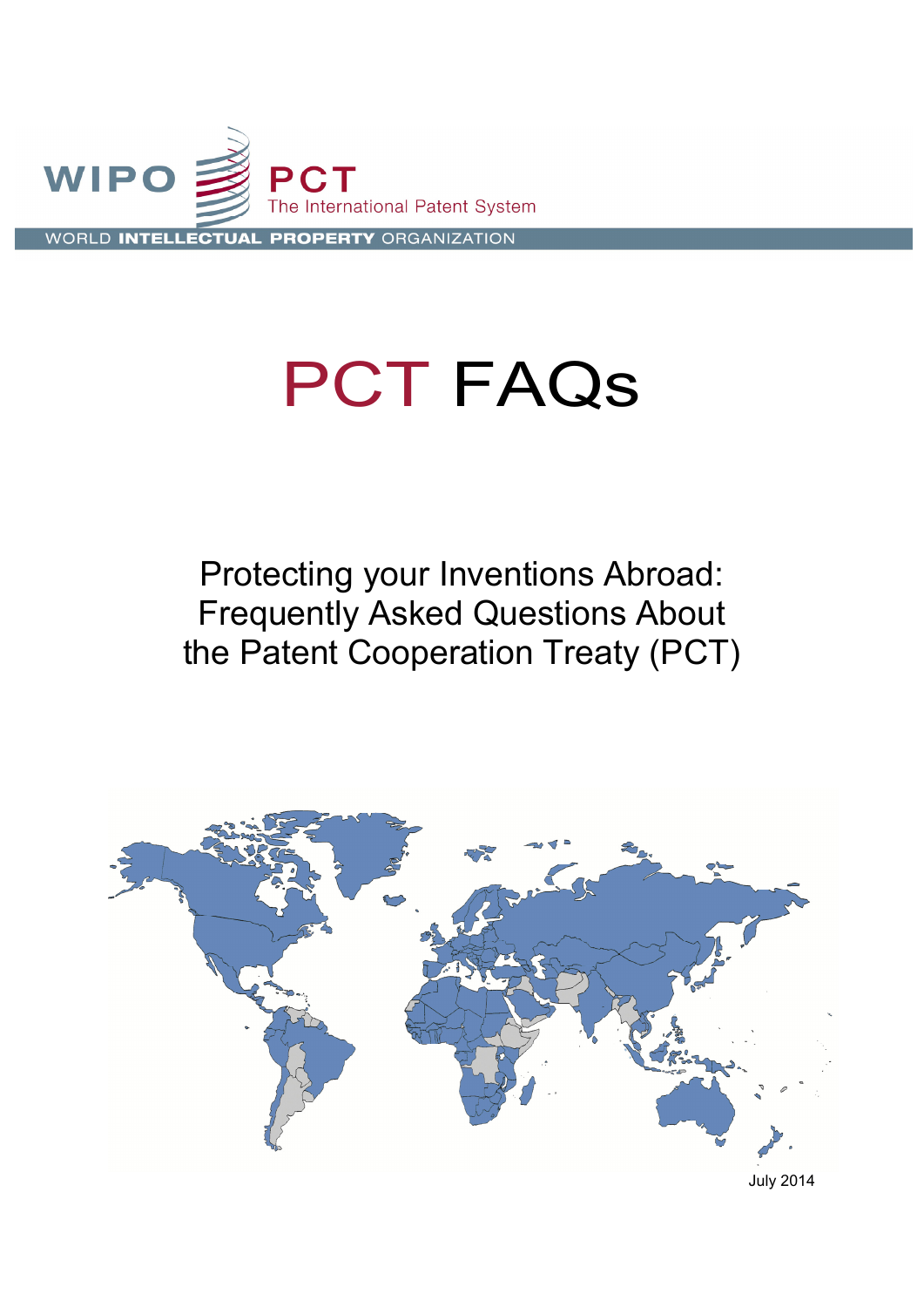WIPO PCT The International Patent System

WORLD INTELLECTUAL PROPERTY ORGANIZATION

# PCT FAQs

## Protecting your Inventions Abroad: Frequently Asked Questions About the Patent Cooperation Treaty (PCT)

July 2014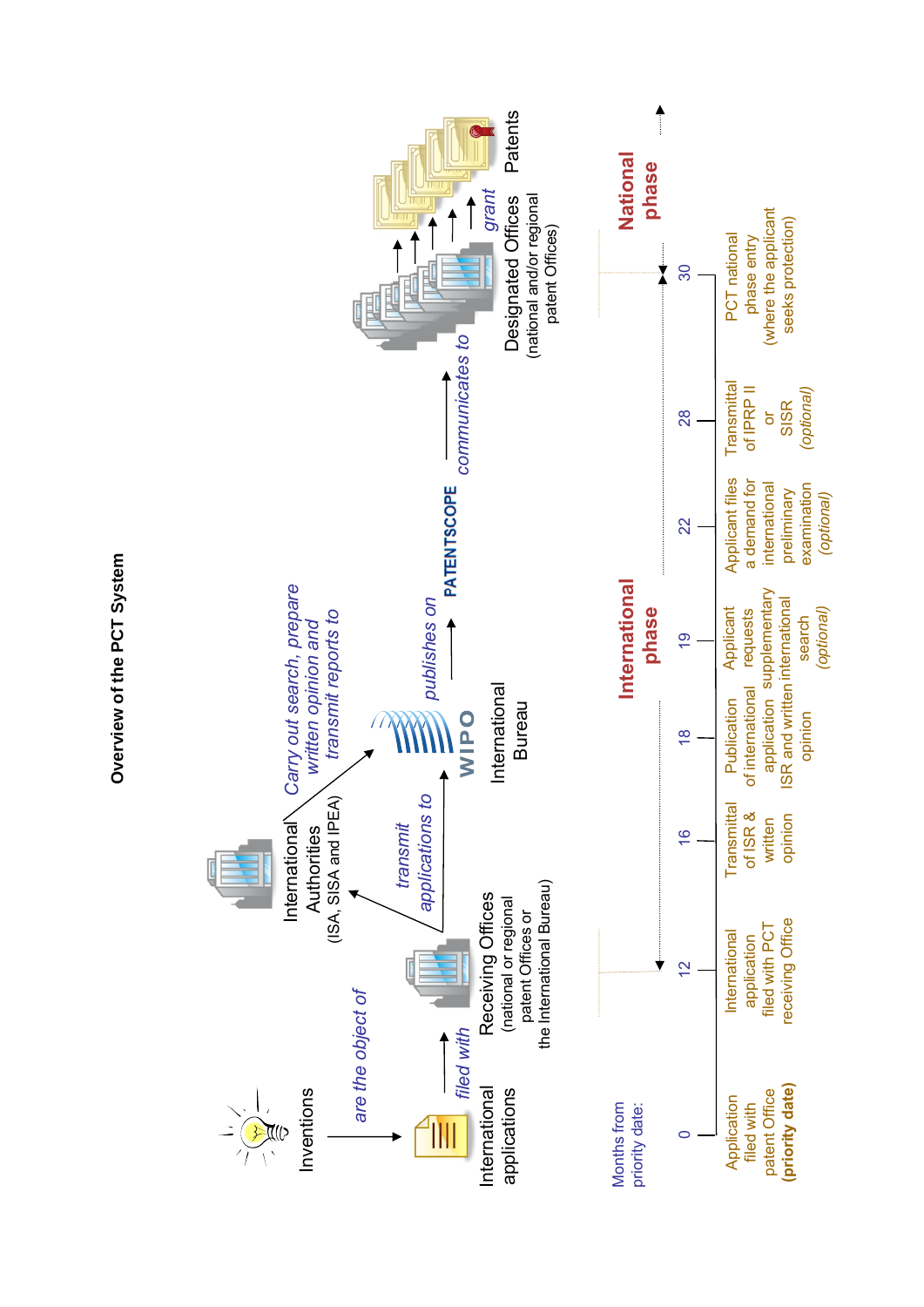# Overview of the PCT System

Inventions *are the object of* → International applications *filed with* → Receiving Offices (national or regional patent Offices or the International Bureau)

Receiving Offices *transmit applications to* → International Authorities (ISA, SISA and IPEA) and WIPO International Bureau

International Authorities: *Carry out search, prepare written opinion and transmit reports to* → WIPO International Bureau

WIPO International Bureau *publishes on* → PATENTSCOPE

WIPO International Bureau *communicates to* → Designated Offices (national and/or regional patent Offices)

Designated Offices *grant* → Patents

| Months from priority date: | Event |
|---|---|
| 0 | Application filed with patent Office **(priority date)** |
| 12 | International application filed with PCT receiving Office |
| 16 | Transmittal of ISR & written opinion |
| 18 | Publication of international application ISR and written opinion |
| 19 | Applicant requests supplementary international search *(optional)* |
| 22 | Applicant files a demand for international preliminary examination *(optional)* |
| 28 | Transmittal of IPRP II or SISR *(optional)* |
| 30 | PCT national phase entry (where the applicant seeks protection) |

**International phase** (months 12–30)

**National phase** (from month 30)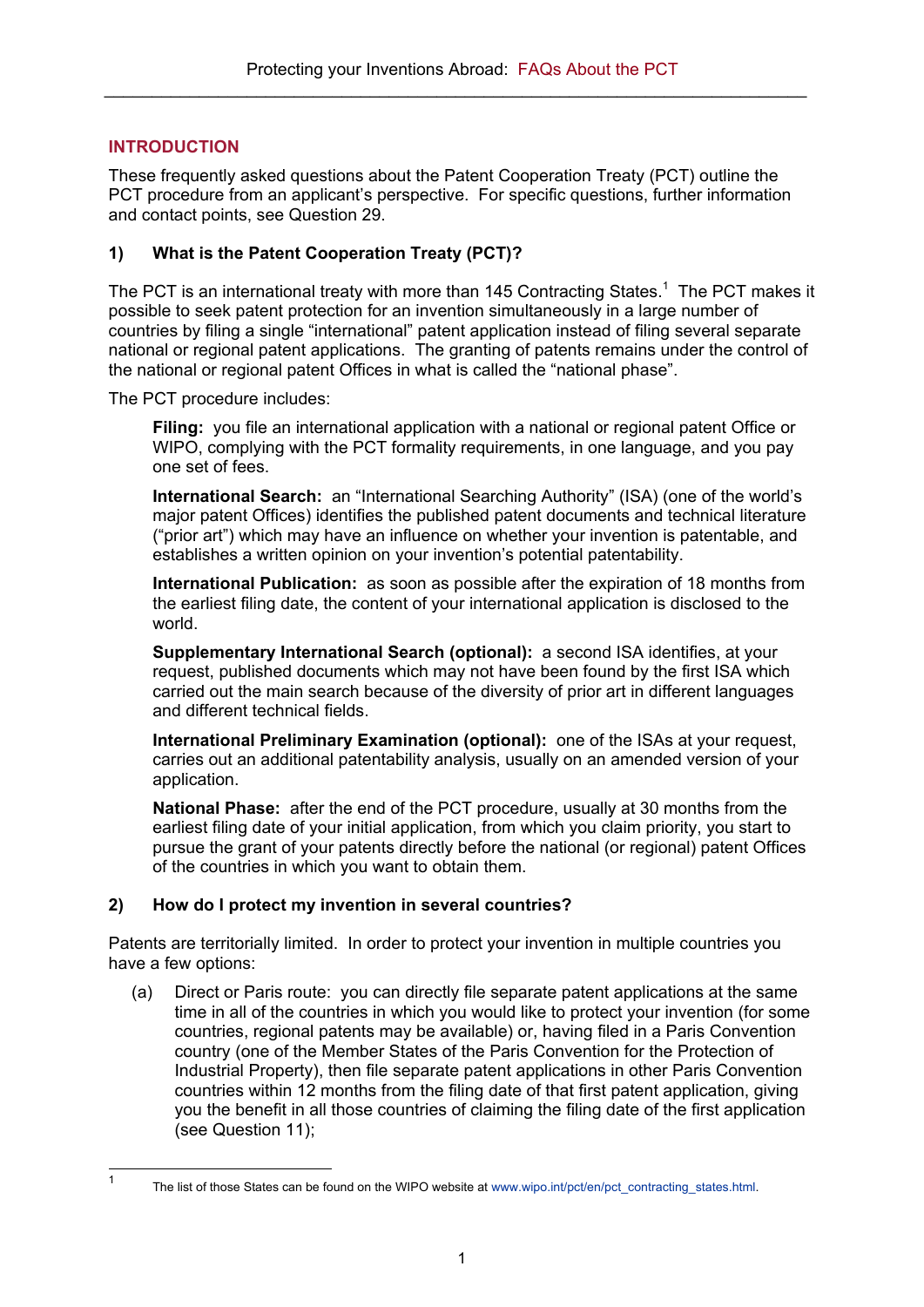## INTRODUCTION

These frequently asked questions about the Patent Cooperation Treaty (PCT) outline the PCT procedure from an applicant's perspective. For specific questions, further information and contact points, see Question 29.

### 1) What is the Patent Cooperation Treaty (PCT)?

The PCT is an international treaty with more than 145 Contracting States.[1] The PCT makes it possible to seek patent protection for an invention simultaneously in a large number of countries by filing a single "international" patent application instead of filing several separate national or regional patent applications. The granting of patents remains under the control of the national or regional patent Offices in what is called the "national phase".

The PCT procedure includes:

**Filing:** you file an international application with a national or regional patent Office or WIPO, complying with the PCT formality requirements, in one language, and you pay one set of fees.

**International Search:** an "International Searching Authority" (ISA) (one of the world's major patent Offices) identifies the published patent documents and technical literature ("prior art") which may have an influence on whether your invention is patentable, and establishes a written opinion on your invention's potential patentability.

**International Publication:** as soon as possible after the expiration of 18 months from the earliest filing date, the content of your international application is disclosed to the world.

**Supplementary International Search (optional):** a second ISA identifies, at your request, published documents which may not have been found by the first ISA which carried out the main search because of the diversity of prior art in different languages and different technical fields.

**International Preliminary Examination (optional):** one of the ISAs at your request, carries out an additional patentability analysis, usually on an amended version of your application.

**National Phase:** after the end of the PCT procedure, usually at 30 months from the earliest filing date of your initial application, from which you claim priority, you start to pursue the grant of your patents directly before the national (or regional) patent Offices of the countries in which you want to obtain them.

### 2) How do I protect my invention in several countries?

Patents are territorially limited. In order to protect your invention in multiple countries you have a few options:

(a) Direct or Paris route: you can directly file separate patent applications at the same time in all of the countries in which you would like to protect your invention (for some countries, regional patents may be available) or, having filed in a Paris Convention country (one of the Member States of the Paris Convention for the Protection of Industrial Property), then file separate patent applications in other Paris Convention countries within 12 months from the filing date of that first patent application, giving you the benefit in all those countries of claiming the filing date of the first application (see Question 11);

[1] The list of those States can be found on the WIPO website at www.wipo.int/pct/en/pct_contracting_states.html.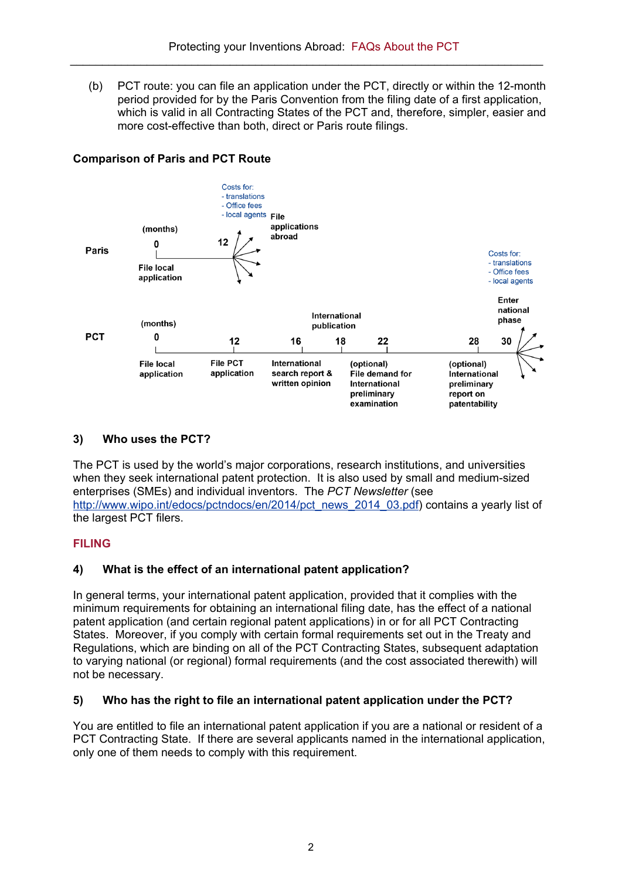(b) PCT route: you can file an application under the PCT, directly or within the 12-month period provided for by the Paris Convention from the filing date of a first application, which is valid in all Contracting States of the PCT and, therefore, simpler, easier and more cost-effective than both, direct or Paris route filings.

**Comparison of Paris and PCT Route**

**Paris**

(months)

0 — File local application

12 — File applications abroad

Costs for:
- translations
- Office fees
- local agents

**PCT**

(months)

0 — File local application

12 — File PCT application

16 — International search report & written opinion

18 — International publication

22 — (optional) File demand for International preliminary examination

28 — (optional) International preliminary report on patentability

30 — Enter national phase

Costs for:
- translations
- Office fees
- local agents

### 3) Who uses the PCT?

The PCT is used by the world's major corporations, research institutions, and universities when they seek international patent protection. It is also used by small and medium-sized enterprises (SMEs) and individual inventors. The *PCT Newsletter* (see http://www.wipo.int/edocs/pctndocs/en/2014/pct_news_2014_03.pdf) contains a yearly list of the largest PCT filers.

## FILING

### 4) What is the effect of an international patent application?

In general terms, your international patent application, provided that it complies with the minimum requirements for obtaining an international filing date, has the effect of a national patent application (and certain regional patent applications) in or for all PCT Contracting States. Moreover, if you comply with certain formal requirements set out in the Treaty and Regulations, which are binding on all of the PCT Contracting States, subsequent adaptation to varying national (or regional) formal requirements (and the cost associated therewith) will not be necessary.

### 5) Who has the right to file an international patent application under the PCT?

You are entitled to file an international patent application if you are a national or resident of a PCT Contracting State. If there are several applicants named in the international application, only one of them needs to comply with this requirement.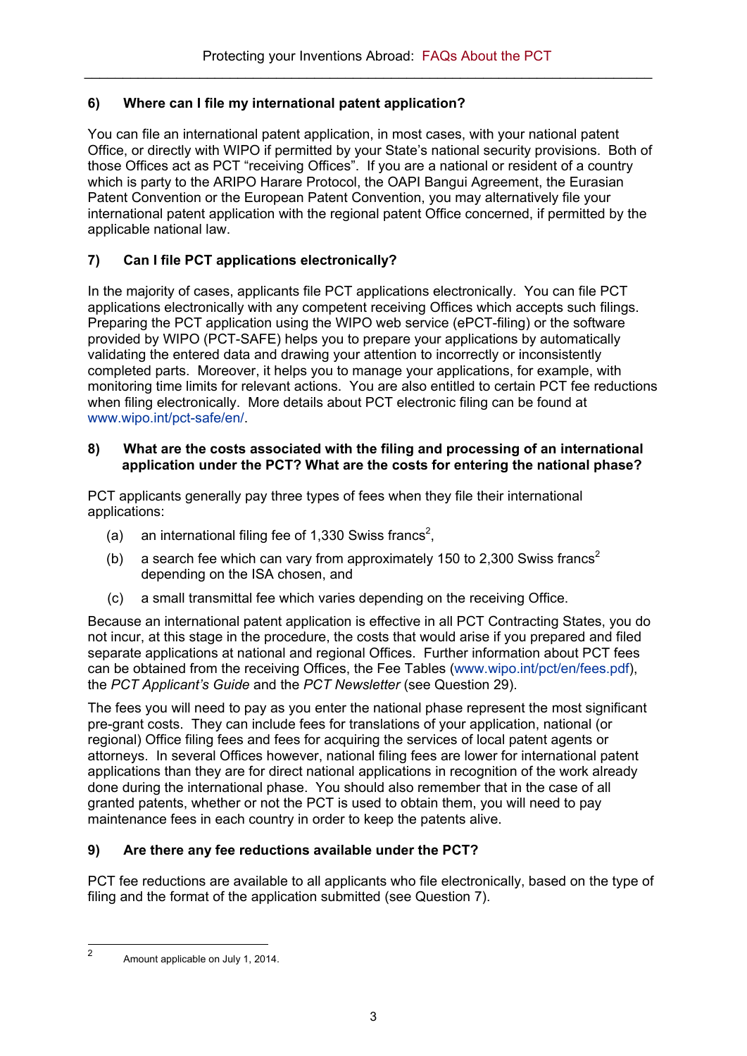### 6) Where can I file my international patent application?

You can file an international patent application, in most cases, with your national patent Office, or directly with WIPO if permitted by your State's national security provisions. Both of those Offices act as PCT "receiving Offices". If you are a national or resident of a country which is party to the ARIPO Harare Protocol, the OAPI Bangui Agreement, the Eurasian Patent Convention or the European Patent Convention, you may alternatively file your international patent application with the regional patent Office concerned, if permitted by the applicable national law.

### 7) Can I file PCT applications electronically?

In the majority of cases, applicants file PCT applications electronically. You can file PCT applications electronically with any competent receiving Offices which accepts such filings. Preparing the PCT application using the WIPO web service (ePCT-filing) or the software provided by WIPO (PCT-SAFE) helps you to prepare your applications by automatically validating the entered data and drawing your attention to incorrectly or inconsistently completed parts. Moreover, it helps you to manage your applications, for example, with monitoring time limits for relevant actions. You are also entitled to certain PCT fee reductions when filing electronically. More details about PCT electronic filing can be found at www.wipo.int/pct-safe/en/.

### 8) What are the costs associated with the filing and processing of an international application under the PCT? What are the costs for entering the national phase?

PCT applicants generally pay three types of fees when they file their international applications:

(a) an international filing fee of 1,330 Swiss francs[2],

(b) a search fee which can vary from approximately 150 to 2,300 Swiss francs[2] depending on the ISA chosen, and

(c) a small transmittal fee which varies depending on the receiving Office.

Because an international patent application is effective in all PCT Contracting States, you do not incur, at this stage in the procedure, the costs that would arise if you prepared and filed separate applications at national and regional Offices. Further information about PCT fees can be obtained from the receiving Offices, the Fee Tables (www.wipo.int/pct/en/fees.pdf), the *PCT Applicant's Guide* and the *PCT Newsletter* (see Question 29).

The fees you will need to pay as you enter the national phase represent the most significant pre-grant costs. They can include fees for translations of your application, national (or regional) Office filing fees and fees for acquiring the services of local patent agents or attorneys. In several Offices however, national filing fees are lower for international patent applications than they are for direct national applications in recognition of the work already done during the international phase. You should also remember that in the case of all granted patents, whether or not the PCT is used to obtain them, you will need to pay maintenance fees in each country in order to keep the patents alive.

### 9) Are there any fee reductions available under the PCT?

PCT fee reductions are available to all applicants who file electronically, based on the type of filing and the format of the application submitted (see Question 7).

---

[2] Amount applicable on July 1, 2014.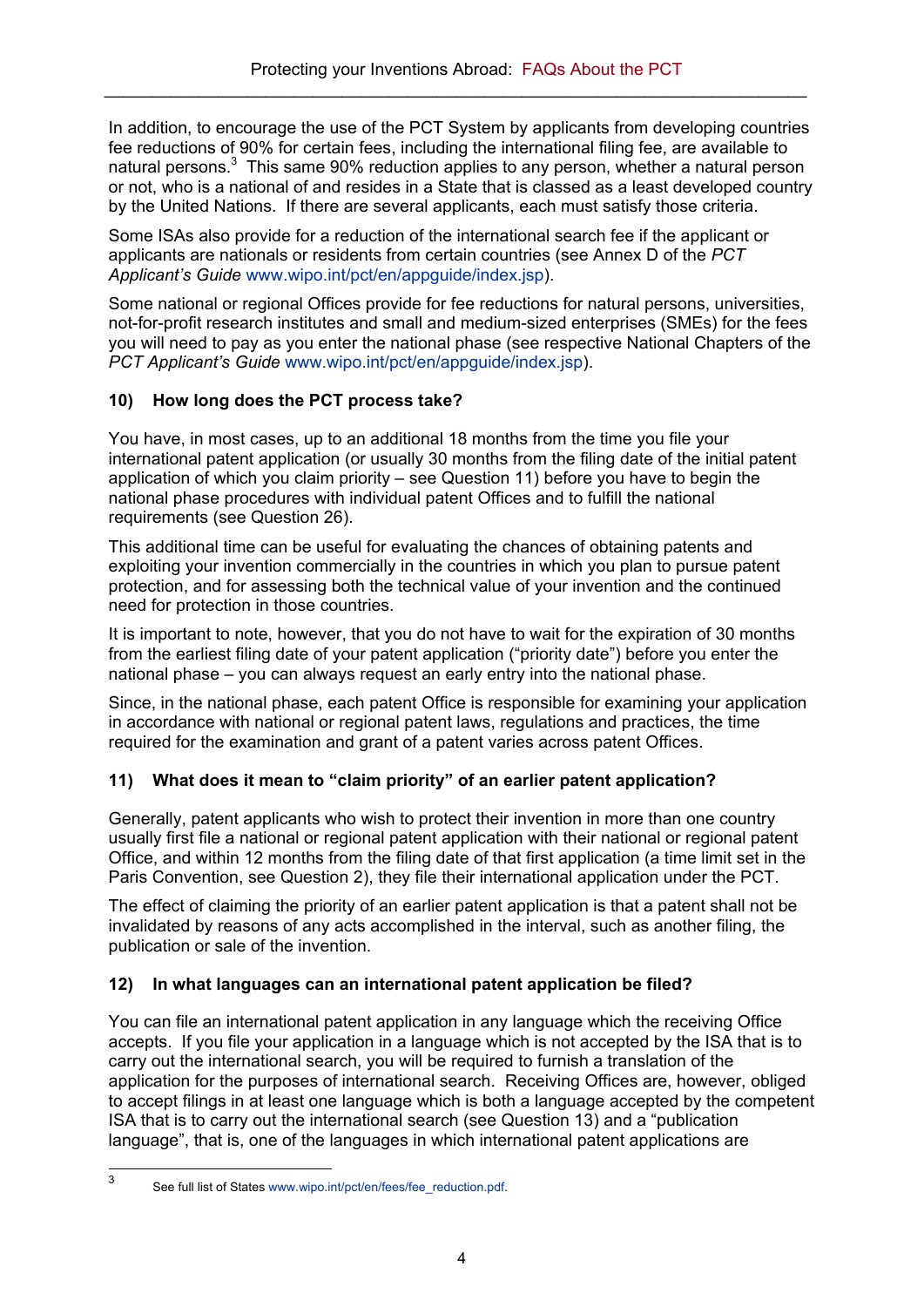In addition, to encourage the use of the PCT System by applicants from developing countries fee reductions of 90% for certain fees, including the international filing fee, are available to natural persons.[3] This same 90% reduction applies to any person, whether a natural person or not, who is a national of and resides in a State that is classed as a least developed country by the United Nations. If there are several applicants, each must satisfy those criteria.

Some ISAs also provide for a reduction of the international search fee if the applicant or applicants are nationals or residents from certain countries (see Annex D of the *PCT Applicant's Guide* www.wipo.int/pct/en/appguide/index.jsp).

Some national or regional Offices provide for fee reductions for natural persons, universities, not-for-profit research institutes and small and medium-sized enterprises (SMEs) for the fees you will need to pay as you enter the national phase (see respective National Chapters of the *PCT Applicant's Guide* www.wipo.int/pct/en/appguide/index.jsp).

### 10) How long does the PCT process take?

You have, in most cases, up to an additional 18 months from the time you file your international patent application (or usually 30 months from the filing date of the initial patent application of which you claim priority – see Question 11) before you have to begin the national phase procedures with individual patent Offices and to fulfill the national requirements (see Question 26).

This additional time can be useful for evaluating the chances of obtaining patents and exploiting your invention commercially in the countries in which you plan to pursue patent protection, and for assessing both the technical value of your invention and the continued need for protection in those countries.

It is important to note, however, that you do not have to wait for the expiration of 30 months from the earliest filing date of your patent application ("priority date") before you enter the national phase – you can always request an early entry into the national phase.

Since, in the national phase, each patent Office is responsible for examining your application in accordance with national or regional patent laws, regulations and practices, the time required for the examination and grant of a patent varies across patent Offices.

### 11) What does it mean to "claim priority" of an earlier patent application?

Generally, patent applicants who wish to protect their invention in more than one country usually first file a national or regional patent application with their national or regional patent Office, and within 12 months from the filing date of that first application (a time limit set in the Paris Convention, see Question 2), they file their international application under the PCT.

The effect of claiming the priority of an earlier patent application is that a patent shall not be invalidated by reasons of any acts accomplished in the interval, such as another filing, the publication or sale of the invention.

### 12) In what languages can an international patent application be filed?

You can file an international patent application in any language which the receiving Office accepts. If you file your application in a language which is not accepted by the ISA that is to carry out the international search, you will be required to furnish a translation of the application for the purposes of international search. Receiving Offices are, however, obliged to accept filings in at least one language which is both a language accepted by the competent ISA that is to carry out the international search (see Question 13) and a "publication language", that is, one of the languages in which international patent applications are

---

[3] See full list of States www.wipo.int/pct/en/fees/fee_reduction.pdf.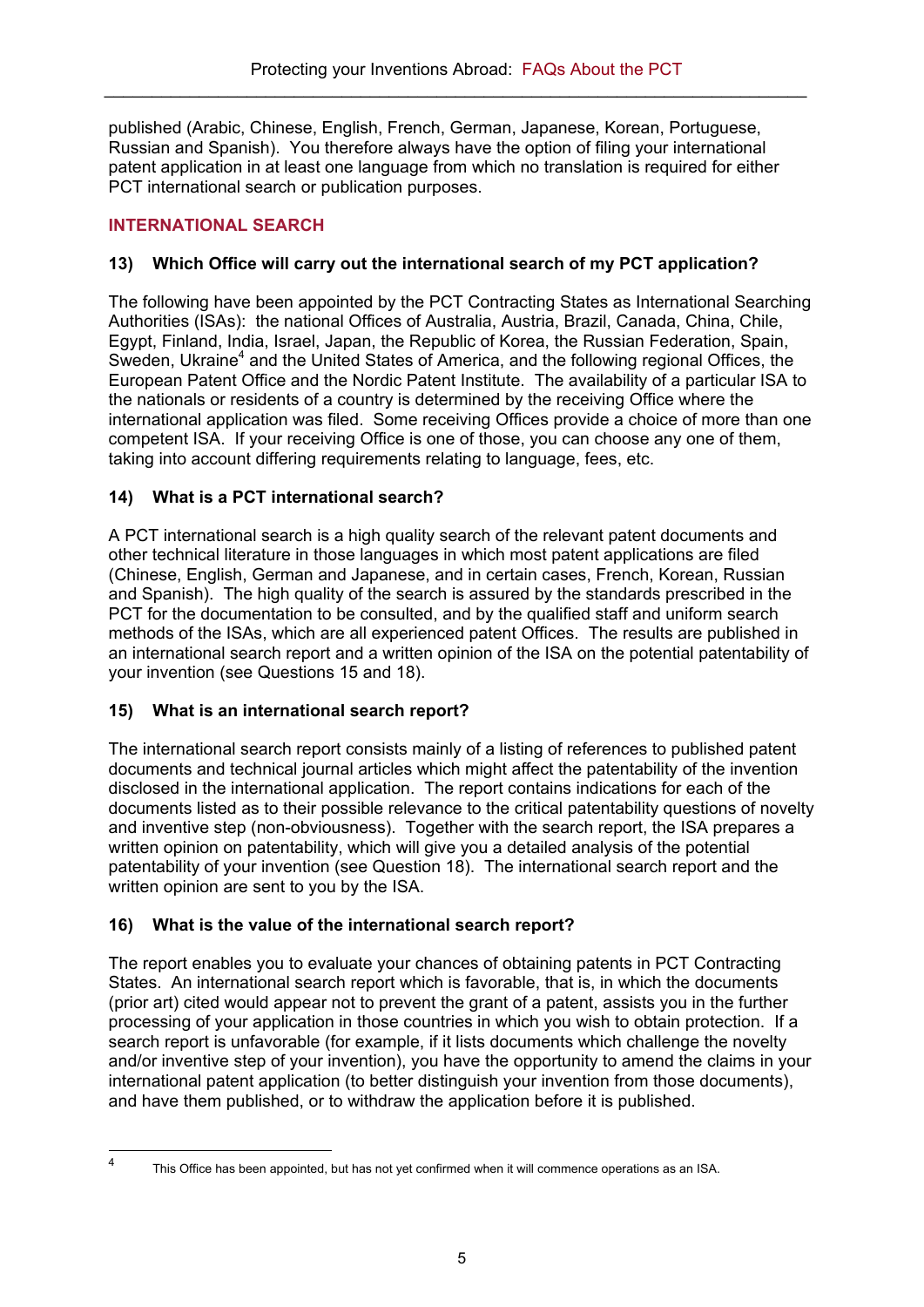published (Arabic, Chinese, English, French, German, Japanese, Korean, Portuguese, Russian and Spanish). You therefore always have the option of filing your international patent application in at least one language from which no translation is required for either PCT international search or publication purposes.

## INTERNATIONAL SEARCH

### 13) Which Office will carry out the international search of my PCT application?

The following have been appointed by the PCT Contracting States as International Searching Authorities (ISAs): the national Offices of Australia, Austria, Brazil, Canada, China, Chile, Egypt, Finland, India, Israel, Japan, the Republic of Korea, the Russian Federation, Spain, Sweden, Ukraine[4] and the United States of America, and the following regional Offices, the European Patent Office and the Nordic Patent Institute. The availability of a particular ISA to the nationals or residents of a country is determined by the receiving Office where the international application was filed. Some receiving Offices provide a choice of more than one competent ISA. If your receiving Office is one of those, you can choose any one of them, taking into account differing requirements relating to language, fees, etc.

### 14) What is a PCT international search?

A PCT international search is a high quality search of the relevant patent documents and other technical literature in those languages in which most patent applications are filed (Chinese, English, German and Japanese, and in certain cases, French, Korean, Russian and Spanish). The high quality of the search is assured by the standards prescribed in the PCT for the documentation to be consulted, and by the qualified staff and uniform search methods of the ISAs, which are all experienced patent Offices. The results are published in an international search report and a written opinion of the ISA on the potential patentability of your invention (see Questions 15 and 18).

### 15) What is an international search report?

The international search report consists mainly of a listing of references to published patent documents and technical journal articles which might affect the patentability of the invention disclosed in the international application. The report contains indications for each of the documents listed as to their possible relevance to the critical patentability questions of novelty and inventive step (non-obviousness). Together with the search report, the ISA prepares a written opinion on patentability, which will give you a detailed analysis of the potential patentability of your invention (see Question 18). The international search report and the written opinion are sent to you by the ISA.

### 16) What is the value of the international search report?

The report enables you to evaluate your chances of obtaining patents in PCT Contracting States. An international search report which is favorable, that is, in which the documents (prior art) cited would appear not to prevent the grant of a patent, assists you in the further processing of your application in those countries in which you wish to obtain protection. If a search report is unfavorable (for example, if it lists documents which challenge the novelty and/or inventive step of your invention), you have the opportunity to amend the claims in your international patent application (to better distinguish your invention from those documents), and have them published, or to withdraw the application before it is published.

---

[4] This Office has been appointed, but has not yet confirmed when it will commence operations as an ISA.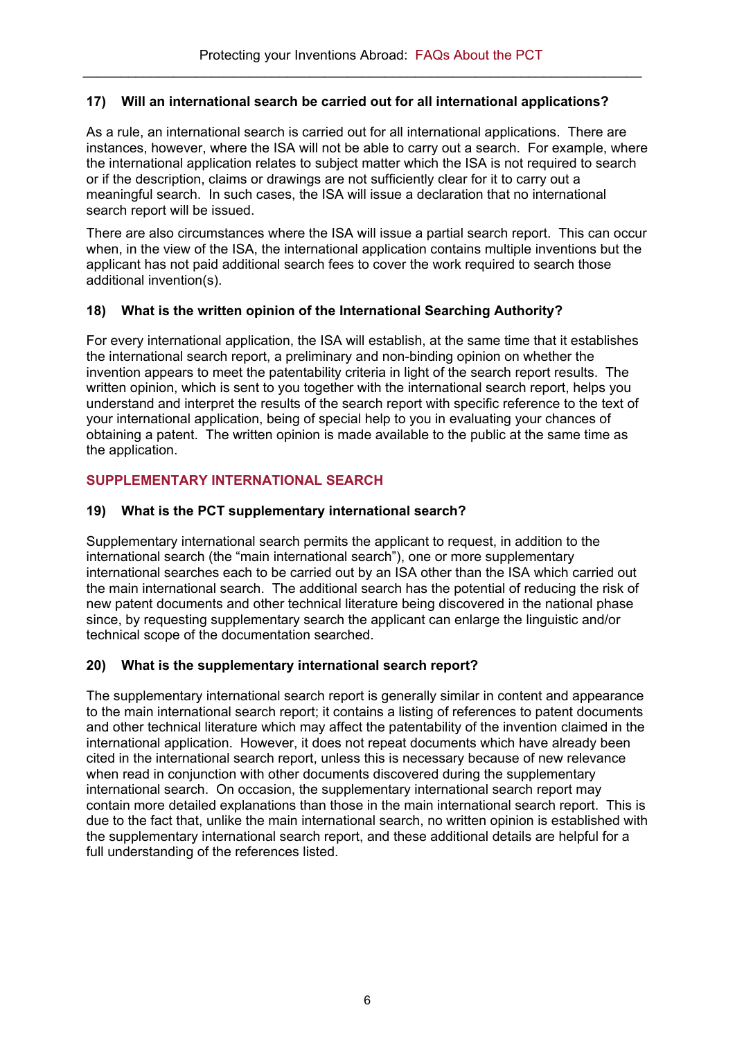### 17) Will an international search be carried out for all international applications?

As a rule, an international search is carried out for all international applications. There are instances, however, where the ISA will not be able to carry out a search. For example, where the international application relates to subject matter which the ISA is not required to search or if the description, claims or drawings are not sufficiently clear for it to carry out a meaningful search. In such cases, the ISA will issue a declaration that no international search report will be issued.

There are also circumstances where the ISA will issue a partial search report. This can occur when, in the view of the ISA, the international application contains multiple inventions but the applicant has not paid additional search fees to cover the work required to search those additional invention(s).

### 18) What is the written opinion of the International Searching Authority?

For every international application, the ISA will establish, at the same time that it establishes the international search report, a preliminary and non-binding opinion on whether the invention appears to meet the patentability criteria in light of the search report results. The written opinion, which is sent to you together with the international search report, helps you understand and interpret the results of the search report with specific reference to the text of your international application, being of special help to you in evaluating your chances of obtaining a patent. The written opinion is made available to the public at the same time as the application.

## SUPPLEMENTARY INTERNATIONAL SEARCH

### 19) What is the PCT supplementary international search?

Supplementary international search permits the applicant to request, in addition to the international search (the "main international search"), one or more supplementary international searches each to be carried out by an ISA other than the ISA which carried out the main international search. The additional search has the potential of reducing the risk of new patent documents and other technical literature being discovered in the national phase since, by requesting supplementary search the applicant can enlarge the linguistic and/or technical scope of the documentation searched.

### 20) What is the supplementary international search report?

The supplementary international search report is generally similar in content and appearance to the main international search report; it contains a listing of references to patent documents and other technical literature which may affect the patentability of the invention claimed in the international application. However, it does not repeat documents which have already been cited in the international search report, unless this is necessary because of new relevance when read in conjunction with other documents discovered during the supplementary international search. On occasion, the supplementary international search report may contain more detailed explanations than those in the main international search report. This is due to the fact that, unlike the main international search, no written opinion is established with the supplementary international search report, and these additional details are helpful for a full understanding of the references listed.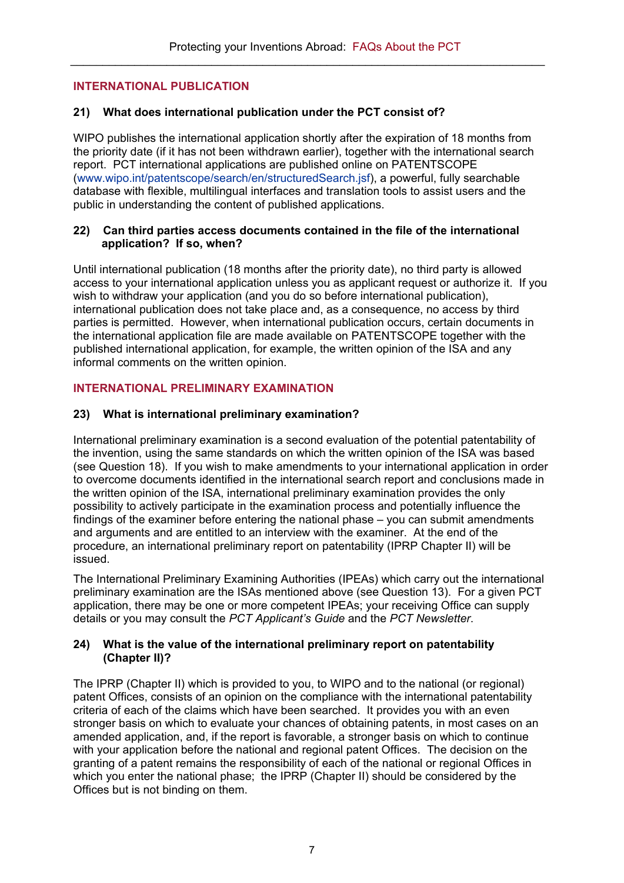## INTERNATIONAL PUBLICATION

### 21) What does international publication under the PCT consist of?

WIPO publishes the international application shortly after the expiration of 18 months from the priority date (if it has not been withdrawn earlier), together with the international search report. PCT international applications are published online on PATENTSCOPE (www.wipo.int/patentscope/search/en/structuredSearch.jsf), a powerful, fully searchable database with flexible, multilingual interfaces and translation tools to assist users and the public in understanding the content of published applications.

### 22) Can third parties access documents contained in the file of the international application? If so, when?

Until international publication (18 months after the priority date), no third party is allowed access to your international application unless you as applicant request or authorize it. If you wish to withdraw your application (and you do so before international publication), international publication does not take place and, as a consequence, no access by third parties is permitted. However, when international publication occurs, certain documents in the international application file are made available on PATENTSCOPE together with the published international application, for example, the written opinion of the ISA and any informal comments on the written opinion.

## INTERNATIONAL PRELIMINARY EXAMINATION

### 23) What is international preliminary examination?

International preliminary examination is a second evaluation of the potential patentability of the invention, using the same standards on which the written opinion of the ISA was based (see Question 18). If you wish to make amendments to your international application in order to overcome documents identified in the international search report and conclusions made in the written opinion of the ISA, international preliminary examination provides the only possibility to actively participate in the examination process and potentially influence the findings of the examiner before entering the national phase – you can submit amendments and arguments and are entitled to an interview with the examiner. At the end of the procedure, an international preliminary report on patentability (IPRP Chapter II) will be issued.

The International Preliminary Examining Authorities (IPEAs) which carry out the international preliminary examination are the ISAs mentioned above (see Question 13). For a given PCT application, there may be one or more competent IPEAs; your receiving Office can supply details or you may consult the *PCT Applicant's Guide* and the *PCT Newsletter*.

### 24) What is the value of the international preliminary report on patentability (Chapter II)?

The IPRP (Chapter II) which is provided to you, to WIPO and to the national (or regional) patent Offices, consists of an opinion on the compliance with the international patentability criteria of each of the claims which have been searched. It provides you with an even stronger basis on which to evaluate your chances of obtaining patents, in most cases on an amended application, and, if the report is favorable, a stronger basis on which to continue with your application before the national and regional patent Offices. The decision on the granting of a patent remains the responsibility of each of the national or regional Offices in which you enter the national phase; the IPRP (Chapter II) should be considered by the Offices but is not binding on them.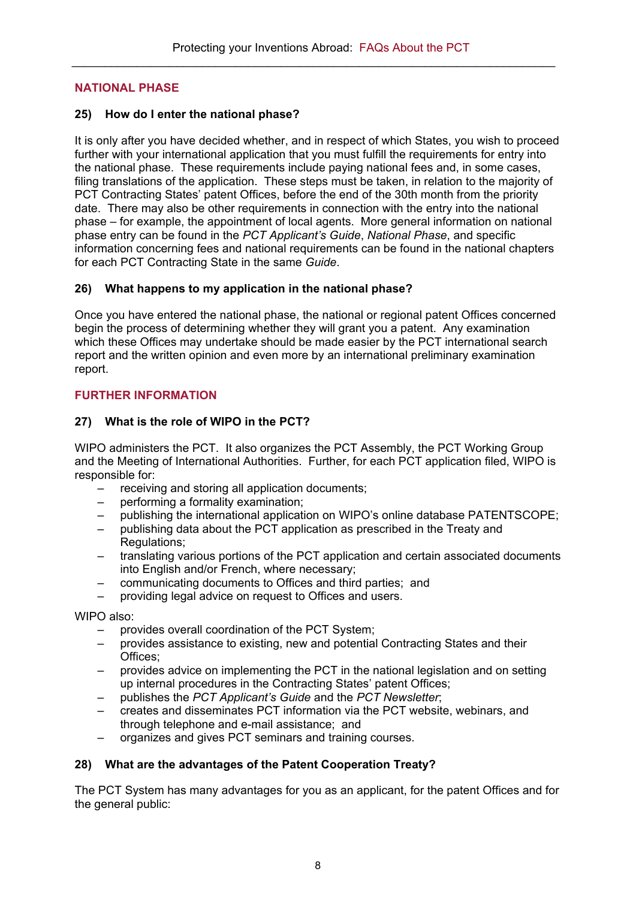## NATIONAL PHASE

### 25) How do I enter the national phase?

It is only after you have decided whether, and in respect of which States, you wish to proceed further with your international application that you must fulfill the requirements for entry into the national phase. These requirements include paying national fees and, in some cases, filing translations of the application. These steps must be taken, in relation to the majority of PCT Contracting States' patent Offices, before the end of the 30th month from the priority date. There may also be other requirements in connection with the entry into the national phase – for example, the appointment of local agents. More general information on national phase entry can be found in the *PCT Applicant's Guide*, *National Phase*, and specific information concerning fees and national requirements can be found in the national chapters for each PCT Contracting State in the same *Guide*.

### 26) What happens to my application in the national phase?

Once you have entered the national phase, the national or regional patent Offices concerned begin the process of determining whether they will grant you a patent. Any examination which these Offices may undertake should be made easier by the PCT international search report and the written opinion and even more by an international preliminary examination report.

## FURTHER INFORMATION

### 27) What is the role of WIPO in the PCT?

WIPO administers the PCT. It also organizes the PCT Assembly, the PCT Working Group and the Meeting of International Authorities. Further, for each PCT application filed, WIPO is responsible for:

- receiving and storing all application documents;
- performing a formality examination;
- publishing the international application on WIPO's online database PATENTSCOPE;
- publishing data about the PCT application as prescribed in the Treaty and Regulations;
- translating various portions of the PCT application and certain associated documents into English and/or French, where necessary;
- communicating documents to Offices and third parties; and
- providing legal advice on request to Offices and users.

WIPO also:

- provides overall coordination of the PCT System;
- provides assistance to existing, new and potential Contracting States and their Offices;
- provides advice on implementing the PCT in the national legislation and on setting up internal procedures in the Contracting States' patent Offices;
- publishes the *PCT Applicant's Guide* and the *PCT Newsletter*;
- creates and disseminates PCT information via the PCT website, webinars, and through telephone and e-mail assistance; and
- organizes and gives PCT seminars and training courses.

### 28) What are the advantages of the Patent Cooperation Treaty?

The PCT System has many advantages for you as an applicant, for the patent Offices and for the general public: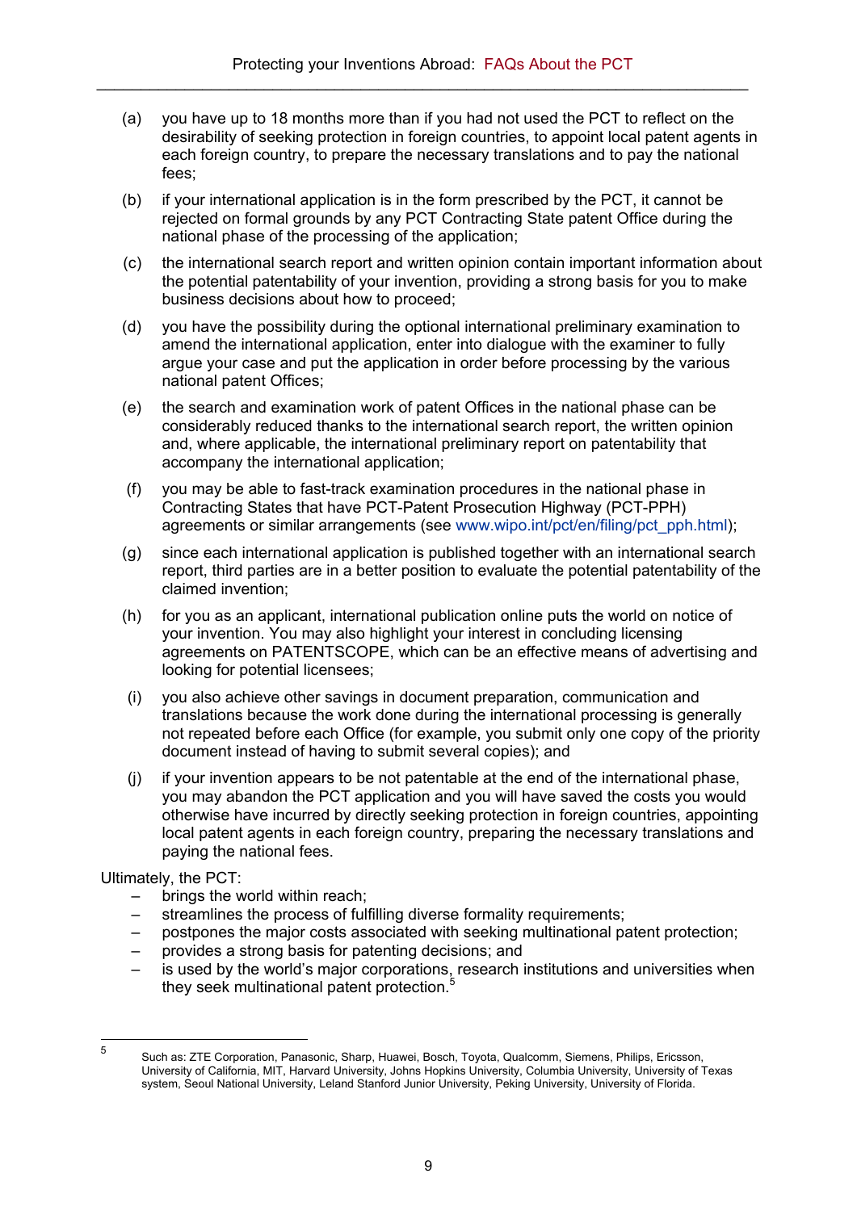(a) you have up to 18 months more than if you had not used the PCT to reflect on the desirability of seeking protection in foreign countries, to appoint local patent agents in each foreign country, to prepare the necessary translations and to pay the national fees;

(b) if your international application is in the form prescribed by the PCT, it cannot be rejected on formal grounds by any PCT Contracting State patent Office during the national phase of the processing of the application;

(c) the international search report and written opinion contain important information about the potential patentability of your invention, providing a strong basis for you to make business decisions about how to proceed;

(d) you have the possibility during the optional international preliminary examination to amend the international application, enter into dialogue with the examiner to fully argue your case and put the application in order before processing by the various national patent Offices;

(e) the search and examination work of patent Offices in the national phase can be considerably reduced thanks to the international search report, the written opinion and, where applicable, the international preliminary report on patentability that accompany the international application;

(f) you may be able to fast-track examination procedures in the national phase in Contracting States that have PCT-Patent Prosecution Highway (PCT-PPH) agreements or similar arrangements (see www.wipo.int/pct/en/filing/pct_pph.html);

(g) since each international application is published together with an international search report, third parties are in a better position to evaluate the potential patentability of the claimed invention;

(h) for you as an applicant, international publication online puts the world on notice of your invention. You may also highlight your interest in concluding licensing agreements on PATENTSCOPE, which can be an effective means of advertising and looking for potential licensees;

(i) you also achieve other savings in document preparation, communication and translations because the work done during the international processing is generally not repeated before each Office (for example, you submit only one copy of the priority document instead of having to submit several copies); and

(j) if your invention appears to be not patentable at the end of the international phase, you may abandon the PCT application and you will have saved the costs you would otherwise have incurred by directly seeking protection in foreign countries, appointing local patent agents in each foreign country, preparing the necessary translations and paying the national fees.

Ultimately, the PCT:

- brings the world within reach;
- streamlines the process of fulfilling diverse formality requirements;
- postpones the major costs associated with seeking multinational patent protection;
- provides a strong basis for patenting decisions; and
- is used by the world's major corporations, research institutions and universities when they seek multinational patent protection.[5]

---

[5] Such as: ZTE Corporation, Panasonic, Sharp, Huawei, Bosch, Toyota, Qualcomm, Siemens, Philips, Ericsson, University of California, MIT, Harvard University, Johns Hopkins University, Columbia University, University of Texas system, Seoul National University, Leland Stanford Junior University, Peking University, University of Florida.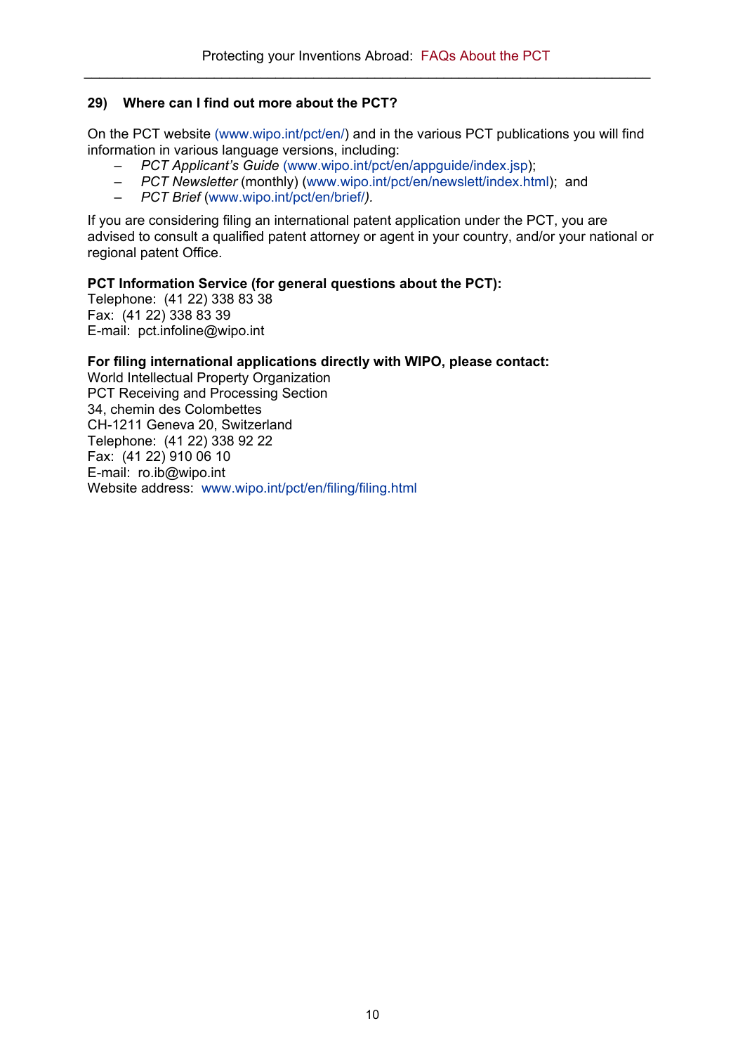### 29) Where can I find out more about the PCT?

On the PCT website (www.wipo.int/pct/en/) and in the various PCT publications you will find information in various language versions, including:

- *PCT Applicant's Guide* (www.wipo.int/pct/en/appguide/index.jsp);
- *PCT Newsletter* (monthly) (www.wipo.int/pct/en/newslett/index.html); and
- *PCT Brief* (www.wipo.int/pct/en/brief/).

If you are considering filing an international patent application under the PCT, you are advised to consult a qualified patent attorney or agent in your country, and/or your national or regional patent Office.

**PCT Information Service (for general questions about the PCT):**
Telephone: (41 22) 338 83 38
Fax: (41 22) 338 83 39
E-mail: pct.infoline@wipo.int

**For filing international applications directly with WIPO, please contact:**
World Intellectual Property Organization
PCT Receiving and Processing Section
34, chemin des Colombettes
CH-1211 Geneva 20, Switzerland
Telephone: (41 22) 338 92 22
Fax: (41 22) 910 06 10
E-mail: ro.ib@wipo.int
Website address: www.wipo.int/pct/en/filing/filing.html